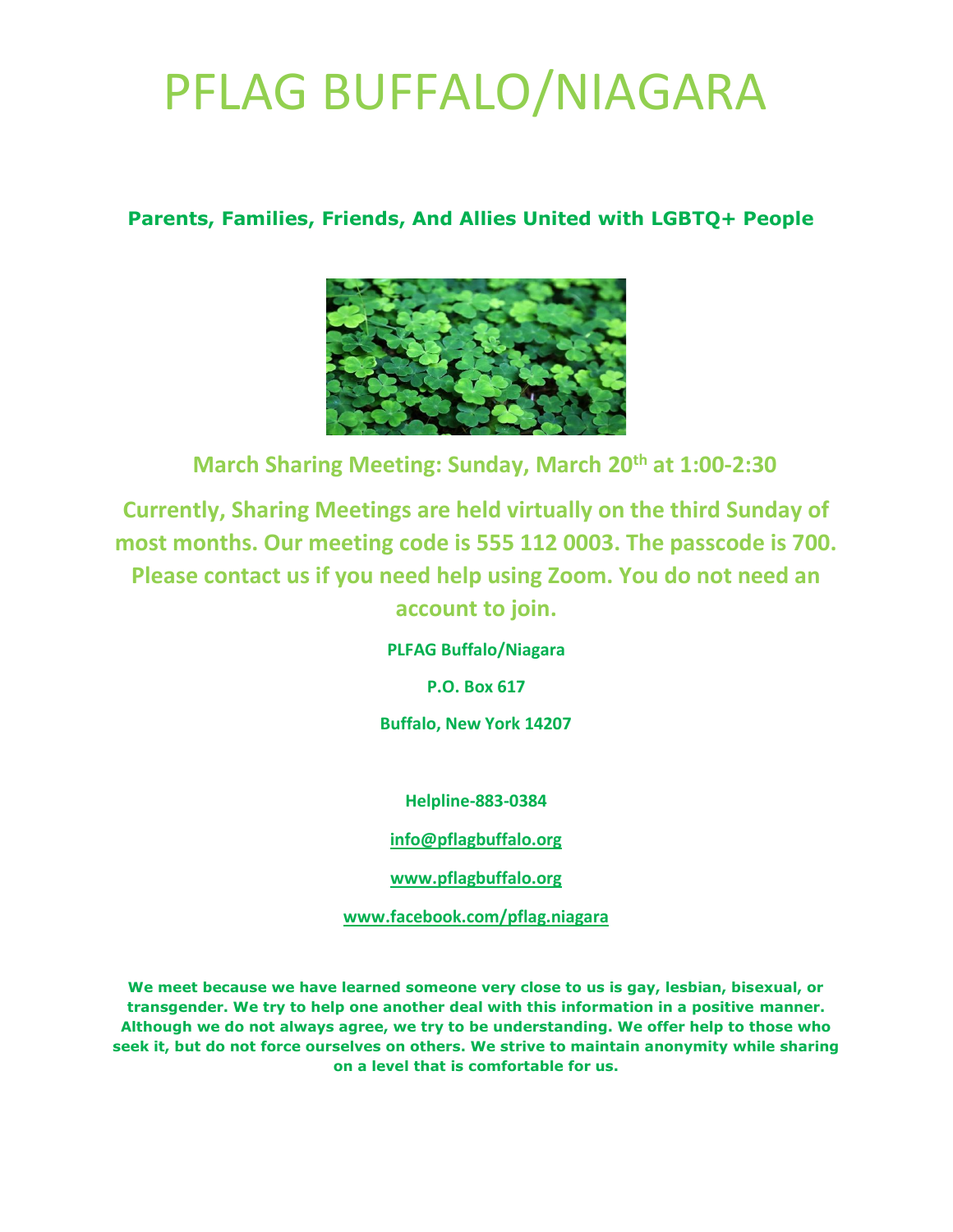# PFLAG BUFFALO/NIAGARA

**Parents, Families, Friends, And Allies United with LGBTQ+ People**

## March Sharing Meeting: Sunday, March 20th at 1:00-2:30

**Currently, Sharing Meetings are held virtually on the third Sunday of most months. Our meeting code is 555 112 0003. The passcode is 700. Please contact us if you need help using Zoom. You do not need an account to join.**

**PLFAG Buffalo/Niagara**

**P.O. Box 617**

**Buffalo, New York 14207**

**Helpline-883-0384**

**info@pflagbuffalo.org**

**www.pflagbuffalo.org**

**www.facebook.com/pflag.niagara**

**We meet because we have learned someone very close to us is gay, lesbian, bisexual, or transgender. We try to help one another deal with this information in a positive manner. Although we do not always agree, we try to be understanding. We offer help to those who seek it, but do not force ourselves on others. We strive to maintain anonymity while sharing on a level that is comfortable for us.**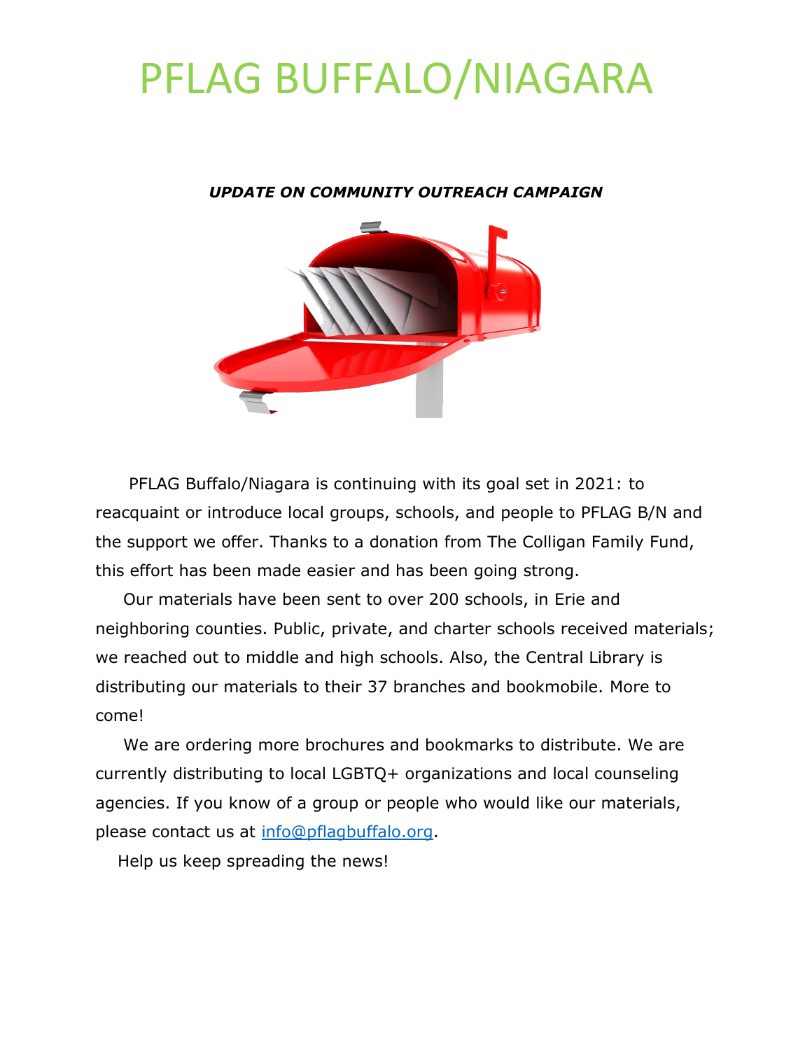# PFLAG BUFFALO/NIAGARA

***UPDATE ON COMMUNITY OUTREACH CAMPAIGN***

PFLAG Buffalo/Niagara is continuing with its goal set in 2021: to reacquaint or introduce local groups, schools, and people to PFLAG B/N and the support we offer. Thanks to a donation from The Colligan Family Fund, this effort has been made easier and has been going strong.

Our materials have been sent to over 200 schools, in Erie and neighboring counties. Public, private, and charter schools received materials; we reached out to middle and high schools. Also, the Central Library is distributing our materials to their 37 branches and bookmobile. More to come!

We are ordering more brochures and bookmarks to distribute. We are currently distributing to local LGBTQ+ organizations and local counseling agencies. If you know of a group or people who would like our materials, please contact us at [info@pflagbuffalo.org](mailto:info@pflagbuffalo.org).

Help us keep spreading the news!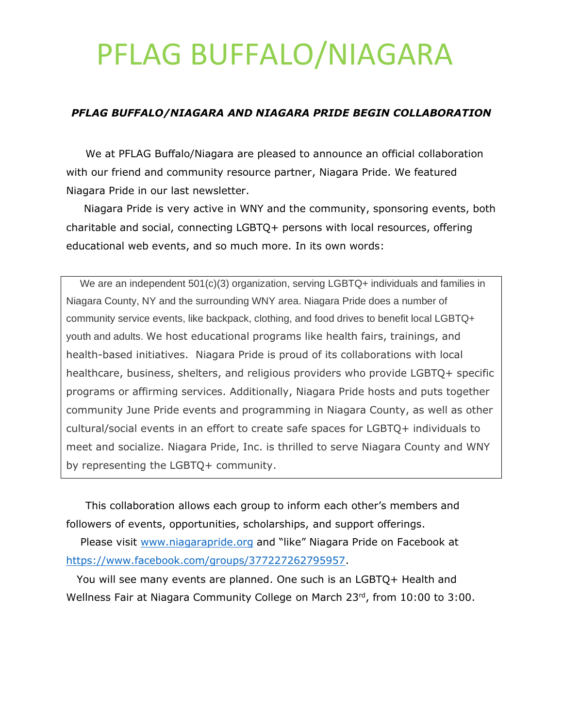# PFLAG BUFFALO/NIAGARA

***PFLAG BUFFALO/NIAGARA AND NIAGARA PRIDE BEGIN COLLABORATION***

We at PFLAG Buffalo/Niagara are pleased to announce an official collaboration with our friend and community resource partner, Niagara Pride. We featured Niagara Pride in our last newsletter.

Niagara Pride is very active in WNY and the community, sponsoring events, both charitable and social, connecting LGBTQ+ persons with local resources, offering educational web events, and so much more. In its own words:

> We are an independent 501(c)(3) organization, serving LGBTQ+ individuals and families in Niagara County, NY and the surrounding WNY area. Niagara Pride does a number of community service events, like backpack, clothing, and food drives to benefit local LGBTQ+ youth and adults. We host educational programs like health fairs, trainings, and health-based initiatives. Niagara Pride is proud of its collaborations with local healthcare, business, shelters, and religious providers who provide LGBTQ+ specific programs or affirming services. Additionally, Niagara Pride hosts and puts together community June Pride events and programming in Niagara County, as well as other cultural/social events in an effort to create safe spaces for LGBTQ+ individuals to meet and socialize. Niagara Pride, Inc. is thrilled to serve Niagara County and WNY by representing the LGBTQ+ community.

This collaboration allows each group to inform each other's members and followers of events, opportunities, scholarships, and support offerings.

Please visit www.niagarapride.org and "like" Niagara Pride on Facebook at https://www.facebook.com/groups/377227262795957.

You will see many events are planned. One such is an LGBTQ+ Health and Wellness Fair at Niagara Community College on March 23rd, from 10:00 to 3:00.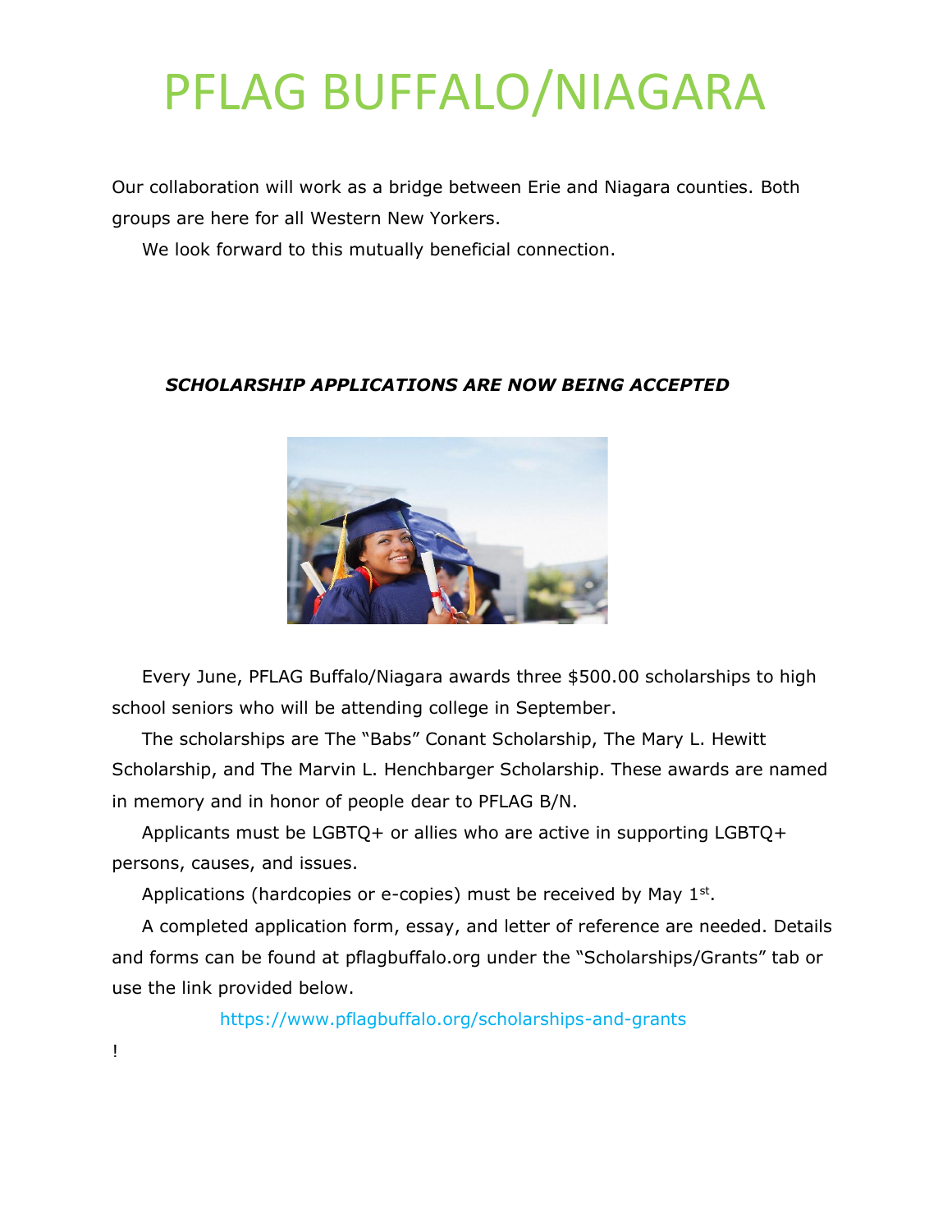# PFLAG BUFFALO/NIAGARA

Our collaboration will work as a bridge between Erie and Niagara counties. Both groups are here for all Western New Yorkers.

We look forward to this mutually beneficial connection.

***SCHOLARSHIP APPLICATIONS ARE NOW BEING ACCEPTED***

Every June, PFLAG Buffalo/Niagara awards three $500.00 scholarships to high school seniors who will be attending college in September.

The scholarships are The "Babs" Conant Scholarship, The Mary L. Hewitt Scholarship, and The Marvin L. Henchbarger Scholarship. These awards are named in memory and in honor of people dear to PFLAG B/N.

Applicants must be LGBTQ+ or allies who are active in supporting LGBTQ+ persons, causes, and issues.

Applications (hardcopies or e-copies) must be received by May 1st.

A completed application form, essay, and letter of reference are needed. Details and forms can be found at pflagbuffalo.org under the "Scholarships/Grants" tab or use the link provided below.

https://www.pflagbuffalo.org/scholarships-and-grants

!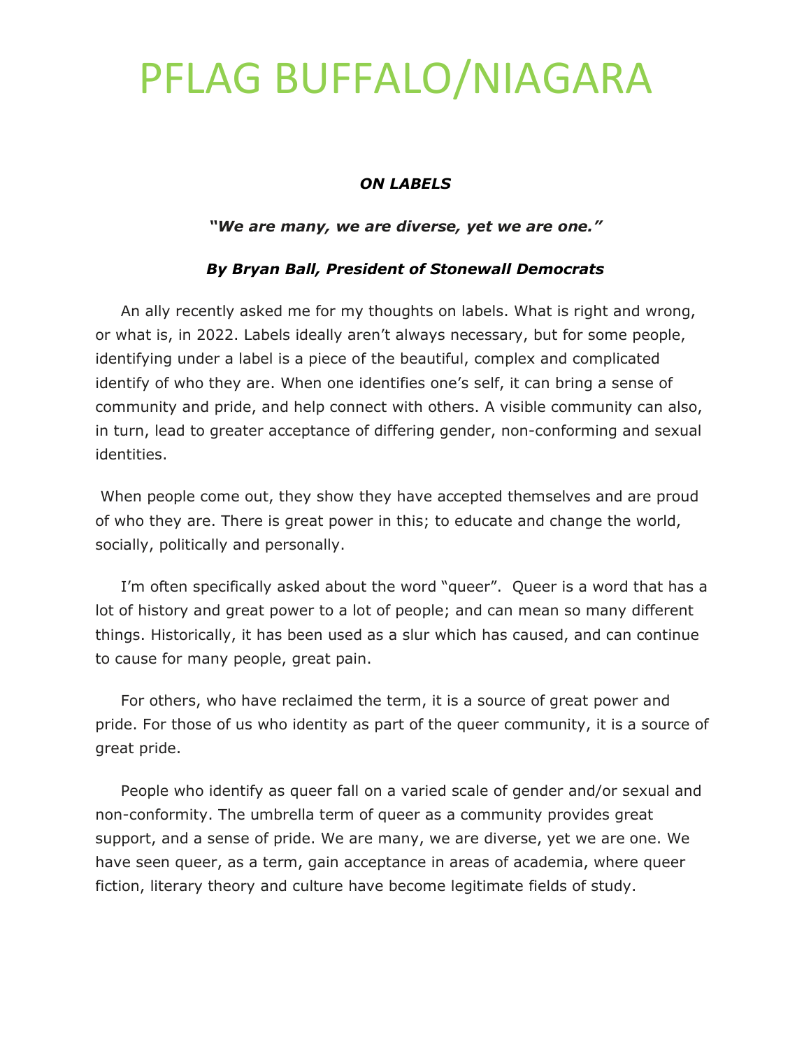# PFLAG BUFFALO/NIAGARA

***ON LABELS***

***"We are many, we are diverse, yet we are one."***

***By Bryan Ball, President of Stonewall Democrats***

An ally recently asked me for my thoughts on labels. What is right and wrong, or what is, in 2022. Labels ideally aren't always necessary, but for some people, identifying under a label is a piece of the beautiful, complex and complicated identify of who they are. When one identifies one's self, it can bring a sense of community and pride, and help connect with others. A visible community can also, in turn, lead to greater acceptance of differing gender, non-conforming and sexual identities.

When people come out, they show they have accepted themselves and are proud of who they are. There is great power in this; to educate and change the world, socially, politically and personally.

I'm often specifically asked about the word "queer". Queer is a word that has a lot of history and great power to a lot of people; and can mean so many different things. Historically, it has been used as a slur which has caused, and can continue to cause for many people, great pain.

For others, who have reclaimed the term, it is a source of great power and pride. For those of us who identity as part of the queer community, it is a source of great pride.

People who identify as queer fall on a varied scale of gender and/or sexual and non-conformity. The umbrella term of queer as a community provides great support, and a sense of pride. We are many, we are diverse, yet we are one. We have seen queer, as a term, gain acceptance in areas of academia, where queer fiction, literary theory and culture have become legitimate fields of study.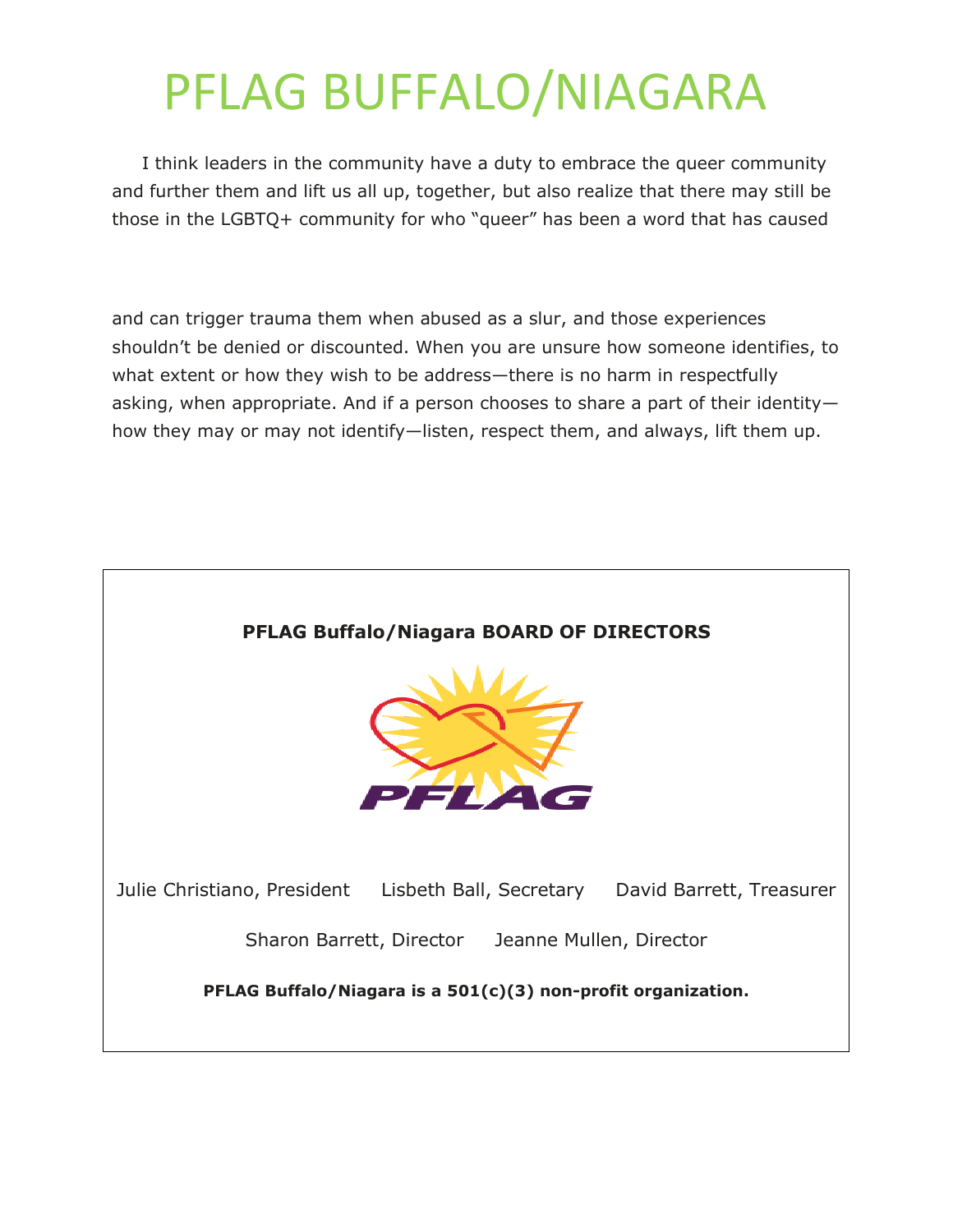# PFLAG BUFFALO/NIAGARA

I think leaders in the community have a duty to embrace the queer community and further them and lift us all up, together, but also realize that there may still be those in the LGBTQ+ community for who "queer" has been a word that has caused

and can trigger trauma them when abused as a slur, and those experiences shouldn't be denied or discounted. When you are unsure how someone identifies, to what extent or how they wish to be address—there is no harm in respectfully asking, when appropriate. And if a person chooses to share a part of their identity—how they may or may not identify—listen, respect them, and always, lift them up.

**PFLAG Buffalo/Niagara BOARD OF DIRECTORS**

PFLAG

Julie Christiano, President    Lisbeth Ball, Secretary    David Barrett, Treasurer

Sharon Barrett, Director    Jeanne Mullen, Director

**PFLAG Buffalo/Niagara is a 501(c)(3) non-profit organization.**